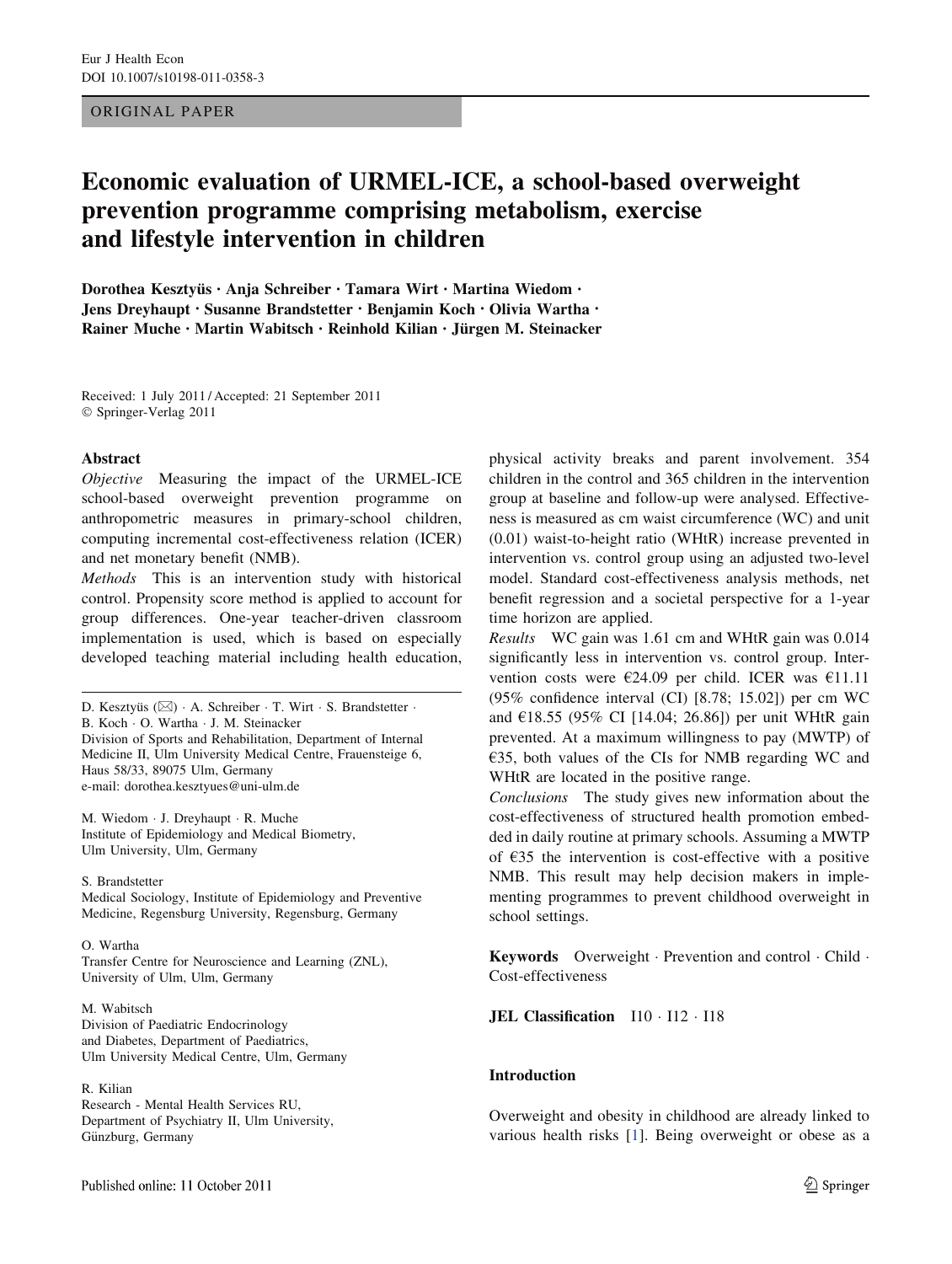ORIGINAL PAPER

# Economic evaluation of URMEL-ICE, a school-based overweight prevention programme comprising metabolism, exercise and lifestyle intervention in children

Dorothea Kesztyüs · Anja Schreiber · Tamara Wirt · Martina Wiedom · Jens Dreyhaupt · Susanne Brandstetter · Benjamin Koch · Olivia Wartha · Rainer Muche · Martin Wabitsch · Reinhold Kilian · Jürgen M. Steinacker

Received: 1 July 2011 / Accepted: 21 September 2011
© Springer-Verlag 2011

## Abstract

*Objective* Measuring the impact of the URMEL-ICE school-based overweight prevention programme on anthropometric measures in primary-school children, computing incremental cost-effectiveness relation (ICER) and net monetary benefit (NMB).

*Methods* This is an intervention study with historical control. Propensity score method is applied to account for group differences. One-year teacher-driven classroom implementation is used, which is based on especially developed teaching material including health education, physical activity breaks and parent involvement. 354 children in the control and 365 children in the intervention group at baseline and follow-up were analysed. Effectiveness is measured as cm waist circumference (WC) and unit (0.01) waist-to-height ratio (WHtR) increase prevented in intervention vs. control group using an adjusted two-level model. Standard cost-effectiveness analysis methods, net benefit regression and a societal perspective for a 1-year time horizon are applied.

*Results* WC gain was 1.61 cm and WHtR gain was 0.014 significantly less in intervention vs. control group. Intervention costs were €24.09 per child. ICER was €11.11 (95% confidence interval (CI) [8.78; 15.02]) per cm WC and €18.55 (95% CI [14.04; 26.86]) per unit WHtR gain prevented. At a maximum willingness to pay (MWTP) of €35, both values of the CIs for NMB regarding WC and WHtR are located in the positive range.

*Conclusions* The study gives new information about the cost-effectiveness of structured health promotion embedded in daily routine at primary schools. Assuming a MWTP of €35 the intervention is cost-effective with a positive NMB. This result may help decision makers in implementing programmes to prevent childhood overweight in school settings.

**Keywords** Overweight · Prevention and control · Child · Cost-effectiveness

**JEL Classification** I10 · I12 · I18

D. Kesztyüs (✉) · A. Schreiber · T. Wirt · S. Brandstetter · B. Koch · O. Wartha · J. M. Steinacker
Division of Sports and Rehabilitation, Department of Internal Medicine II, Ulm University Medical Centre, Frauensteige 6, Haus 58/33, 89075 Ulm, Germany
e-mail: dorothea.kesztyues@uni-ulm.de

M. Wiedom · J. Dreyhaupt · R. Muche
Institute of Epidemiology and Medical Biometry, Ulm University, Ulm, Germany

S. Brandstetter
Medical Sociology, Institute of Epidemiology and Preventive Medicine, Regensburg University, Regensburg, Germany

O. Wartha
Transfer Centre for Neuroscience and Learning (ZNL), University of Ulm, Ulm, Germany

M. Wabitsch
Division of Paediatric Endocrinology and Diabetes, Department of Paediatrics, Ulm University Medical Centre, Ulm, Germany

R. Kilian
Research - Mental Health Services RU, Department of Psychiatry II, Ulm University, Günzburg, Germany

## Introduction

Overweight and obesity in childhood are already linked to various health risks [1]. Being overweight or obese as a

Published online: 11 October 2011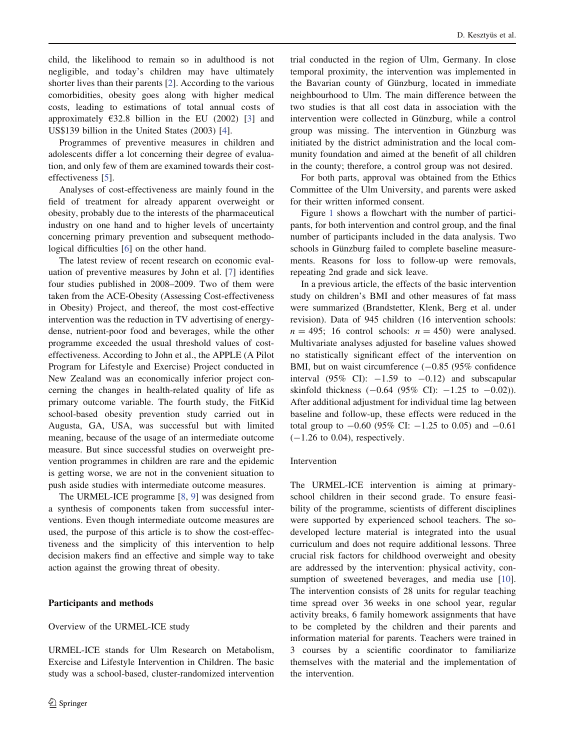child, the likelihood to remain so in adulthood is not negligible, and today's children may have ultimately shorter lives than their parents [2]. According to the various comorbidities, obesity goes along with higher medical costs, leading to estimations of total annual costs of approximately €32.8 billion in the EU (2002) [3] and US$139 billion in the United States (2003) [4].

Programmes of preventive measures in children and adolescents differ a lot concerning their degree of evaluation, and only few of them are examined towards their cost-effectiveness [5].

Analyses of cost-effectiveness are mainly found in the field of treatment for already apparent overweight or obesity, probably due to the interests of the pharmaceutical industry on one hand and to higher levels of uncertainty concerning primary prevention and subsequent methodological difficulties [6] on the other hand.

The latest review of recent research on economic evaluation of preventive measures by John et al. [7] identifies four studies published in 2008–2009. Two of them were taken from the ACE-Obesity (Assessing Cost-effectiveness in Obesity) Project, and thereof, the most cost-effective intervention was the reduction in TV advertising of energy-dense, nutrient-poor food and beverages, while the other programme exceeded the usual threshold values of cost-effectiveness. According to John et al., the APPLE (A Pilot Program for Lifestyle and Exercise) Project conducted in New Zealand was an economically inferior project concerning the changes in health-related quality of life as primary outcome variable. The fourth study, the FitKid school-based obesity prevention study carried out in Augusta, GA, USA, was successful but with limited meaning, because of the usage of an intermediate outcome measure. But since successful studies on overweight prevention programmes in children are rare and the epidemic is getting worse, we are not in the convenient situation to push aside studies with intermediate outcome measures.

The URMEL-ICE programme [8, 9] was designed from a synthesis of components taken from successful interventions. Even though intermediate outcome measures are used, the purpose of this article is to show the cost-effectiveness and the simplicity of this intervention to help decision makers find an effective and simple way to take action against the growing threat of obesity.

## Participants and methods

### Overview of the URMEL-ICE study

URMEL-ICE stands for Ulm Research on Metabolism, Exercise and Lifestyle Intervention in Children. The basic study was a school-based, cluster-randomized intervention trial conducted in the region of Ulm, Germany. In close temporal proximity, the intervention was implemented in the Bavarian county of Günzburg, located in immediate neighbourhood to Ulm. The main difference between the two studies is that all cost data in association with the intervention were collected in Günzburg, while a control group was missing. The intervention in Günzburg was initiated by the district administration and the local community foundation and aimed at the benefit of all children in the county; therefore, a control group was not desired.

For both parts, approval was obtained from the Ethics Committee of the Ulm University, and parents were asked for their written informed consent.

Figure 1 shows a flowchart with the number of participants, for both intervention and control group, and the final number of participants included in the data analysis. Two schools in Günzburg failed to complete baseline measurements. Reasons for loss to follow-up were removals, repeating 2nd grade and sick leave.

In a previous article, the effects of the basic intervention study on children's BMI and other measures of fat mass were summarized (Brandstetter, Klenk, Berg et al. under revision). Data of 945 children (16 intervention schools: $n = 495$; 16 control schools: $n = 450$) were analysed. Multivariate analyses adjusted for baseline values showed no statistically significant effect of the intervention on BMI, but on waist circumference ($-0.85$ (95% confidence interval (95% CI): $-1.59$ to $-0.12$) and subscapular skinfold thickness ($-0.64$ (95% CI): $-1.25$ to $-0.02$)). After additional adjustment for individual time lag between baseline and follow-up, these effects were reduced in the total group to $-0.60$ (95% CI: $-1.25$ to 0.05) and $-0.61$ ($-1.26$ to 0.04), respectively.

### Intervention

The URMEL-ICE intervention is aiming at primary-school children in their second grade. To ensure feasibility of the programme, scientists of different disciplines were supported by experienced school teachers. The so-developed lecture material is integrated into the usual curriculum and does not require additional lessons. Three crucial risk factors for childhood overweight and obesity are addressed by the intervention: physical activity, consumption of sweetened beverages, and media use [10]. The intervention consists of 28 units for regular teaching time spread over 36 weeks in one school year, regular activity breaks, 6 family homework assignments that have to be completed by the children and their parents and information material for parents. Teachers were trained in 3 courses by a scientific coordinator to familiarize themselves with the material and the implementation of the intervention.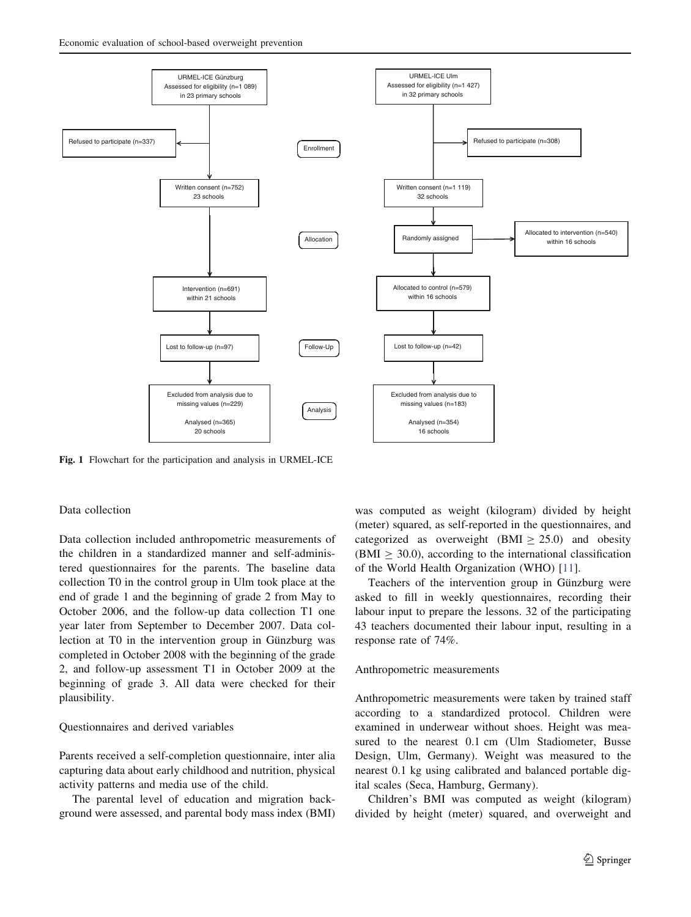URMEL-ICE Günzburg
Assessed for eligibility (n=1 089)
in 23 primary schools

Refused to participate (n=337)

Written consent (n=752)
23 schools

Intervention (n=691)
within 21 schools

Lost to follow-up (n=97)

Excluded from analysis due to missing values (n=229)

Analysed (n=365)
20 schools

Enrollment

Allocation

Follow-Up

Analysis

URMEL-ICE Ulm
Assessed for eligibility (n=1 427)
in 32 primary schools

Refused to participate (n=308)

Written consent (n=1 119)
32 schools

Randomly assigned

Allocated to intervention (n=540)
within 16 schools

Allocated to control (n=579)
within 16 schools

Lost to follow-up (n=42)

Excluded from analysis due to missing values (n=183)

Analysed (n=354)
16 schools

**Fig. 1** Flowchart for the participation and analysis in URMEL-ICE

## Data collection

Data collection included anthropometric measurements of the children in a standardized manner and self-administered questionnaires for the parents. The baseline data collection T0 in the control group in Ulm took place at the end of grade 1 and the beginning of grade 2 from May to October 2006, and the follow-up data collection T1 one year later from September to December 2007. Data collection at T0 in the intervention group in Günzburg was completed in October 2008 with the beginning of the grade 2, and follow-up assessment T1 in October 2009 at the beginning of grade 3. All data were checked for their plausibility.

## Questionnaires and derived variables

Parents received a self-completion questionnaire, inter alia capturing data about early childhood and nutrition, physical activity patterns and media use of the child.

The parental level of education and migration background were assessed, and parental body mass index (BMI) was computed as weight (kilogram) divided by height (meter) squared, as self-reported in the questionnaires, and categorized as overweight (BMI $\geq$ 25.0) and obesity (BMI $\geq$ 30.0), according to the international classification of the World Health Organization (WHO) [11].

Teachers of the intervention group in Günzburg were asked to fill in weekly questionnaires, recording their labour input to prepare the lessons. 32 of the participating 43 teachers documented their labour input, resulting in a response rate of 74%.

## Anthropometric measurements

Anthropometric measurements were taken by trained staff according to a standardized protocol. Children were examined in underwear without shoes. Height was measured to the nearest 0.1 cm (Ulm Stadiometer, Busse Design, Ulm, Germany). Weight was measured to the nearest 0.1 kg using calibrated and balanced portable digital scales (Seca, Hamburg, Germany).

Children's BMI was computed as weight (kilogram) divided by height (meter) squared, and overweight and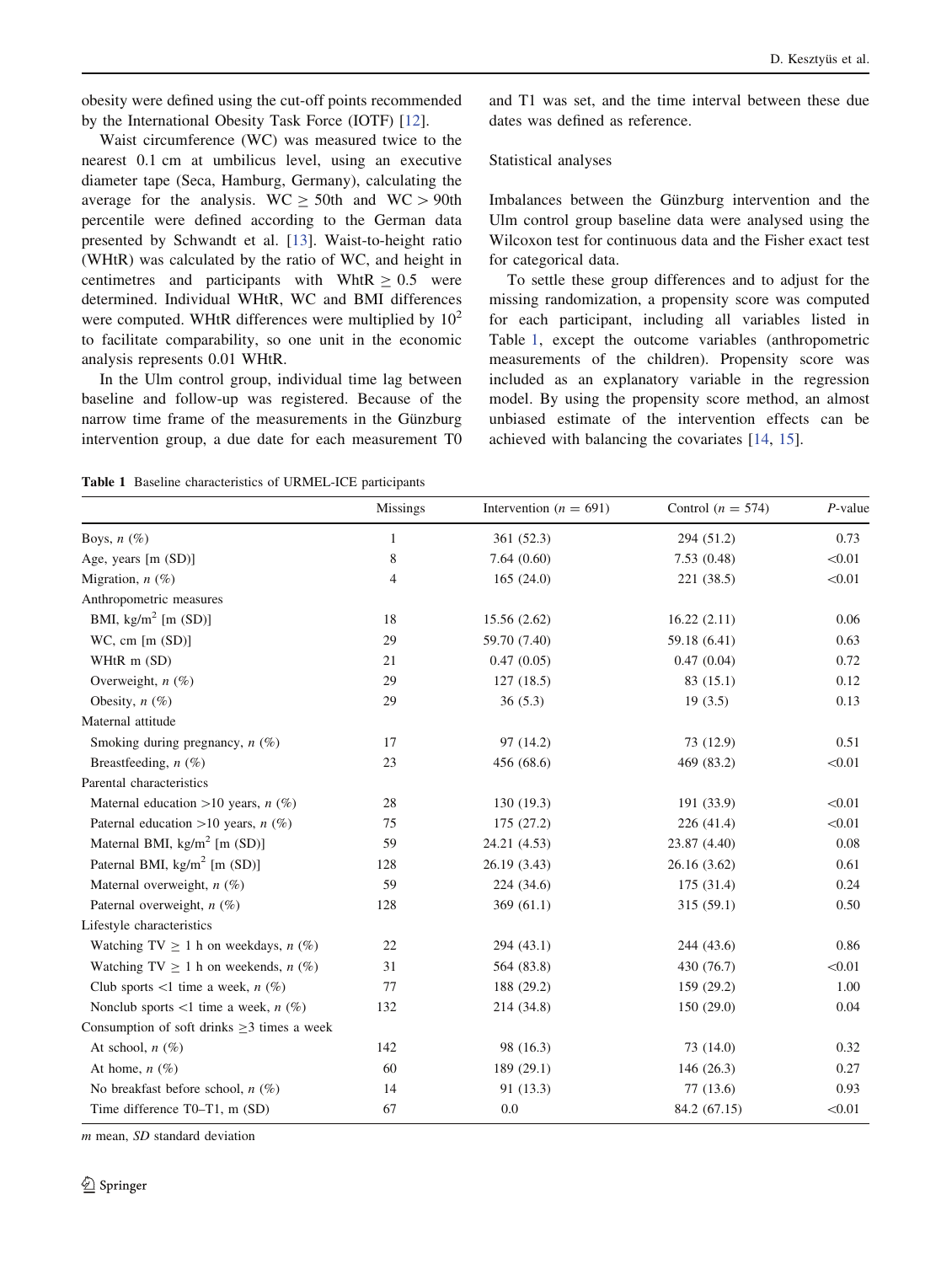obesity were defined using the cut-off points recommended by the International Obesity Task Force (IOTF) [12].

Waist circumference (WC) was measured twice to the nearest 0.1 cm at umbilicus level, using an executive diameter tape (Seca, Hamburg, Germany), calculating the average for the analysis. WC $\geq$ 50th and WC $>$ 90th percentile were defined according to the German data presented by Schwandt et al. [13]. Waist-to-height ratio (WHtR) was calculated by the ratio of WC, and height in centimetres and participants with WhtR $\geq$ 0.5 were determined. Individual WHtR, WC and BMI differences were computed. WHtR differences were multiplied by $10^2$ to facilitate comparability, so one unit in the economic analysis represents 0.01 WHtR.

In the Ulm control group, individual time lag between baseline and follow-up was registered. Because of the narrow time frame of the measurements in the Günzburg intervention group, a due date for each measurement T0 and T1 was set, and the time interval between these due dates was defined as reference.

## Statistical analyses

Imbalances between the Günzburg intervention and the Ulm control group baseline data were analysed using the Wilcoxon test for continuous data and the Fisher exact test for categorical data.

To settle these group differences and to adjust for the missing randomization, a propensity score was computed for each participant, including all variables listed in Table 1, except the outcome variables (anthropometric measurements of the children). Propensity score was included as an explanatory variable in the regression model. By using the propensity score method, an almost unbiased estimate of the intervention effects can be achieved with balancing the covariates [14, 15].

**Table 1** Baseline characteristics of URMEL-ICE participants

| | Missings | Intervention ($n$ = 691) | Control ($n$ = 574) | $P$-value |
|---|---|---|---|---|
| Boys, $n$ (%) | 1 | 361 (52.3) | 294 (51.2) | 0.73 |
| Age, years [m (SD)] | 8 | 7.64 (0.60) | 7.53 (0.48) | <0.01 |
| Migration, $n$ (%) | 4 | 165 (24.0) | 221 (38.5) | <0.01 |
| Anthropometric measures | | | | |
| BMI, kg/m$^2$ [m (SD)] | 18 | 15.56 (2.62) | 16.22 (2.11) | 0.06 |
| WC, cm [m (SD)] | 29 | 59.70 (7.40) | 59.18 (6.41) | 0.63 |
| WHtR m (SD) | 21 | 0.47 (0.05) | 0.47 (0.04) | 0.72 |
| Overweight, $n$ (%) | 29 | 127 (18.5) | 83 (15.1) | 0.12 |
| Obesity, $n$ (%) | 29 | 36 (5.3) | 19 (3.5) | 0.13 |
| Maternal attitude | | | | |
| Smoking during pregnancy, $n$ (%) | 17 | 97 (14.2) | 73 (12.9) | 0.51 |
| Breastfeeding, $n$ (%) | 23 | 456 (68.6) | 469 (83.2) | <0.01 |
| Parental characteristics | | | | |
| Maternal education >10 years, $n$ (%) | 28 | 130 (19.3) | 191 (33.9) | <0.01 |
| Paternal education >10 years, $n$ (%) | 75 | 175 (27.2) | 226 (41.4) | <0.01 |
| Maternal BMI, kg/m$^2$ [m (SD)] | 59 | 24.21 (4.53) | 23.87 (4.40) | 0.08 |
| Paternal BMI, kg/m$^2$ [m (SD)] | 128 | 26.19 (3.43) | 26.16 (3.62) | 0.61 |
| Maternal overweight, $n$ (%) | 59 | 224 (34.6) | 175 (31.4) | 0.24 |
| Paternal overweight, $n$ (%) | 128 | 369 (61.1) | 315 (59.1) | 0.50 |
| Lifestyle characteristics | | | | |
| Watching TV $\geq$ 1 h on weekdays, $n$ (%) | 22 | 294 (43.1) | 244 (43.6) | 0.86 |
| Watching TV $\geq$ 1 h on weekends, $n$ (%) | 31 | 564 (83.8) | 430 (76.7) | <0.01 |
| Club sports <1 time a week, $n$ (%) | 77 | 188 (29.2) | 159 (29.2) | 1.00 |
| Nonclub sports <1 time a week, $n$ (%) | 132 | 214 (34.8) | 150 (29.0) | 0.04 |
| Consumption of soft drinks $\geq$3 times a week | | | | |
| At school, $n$ (%) | 142 | 98 (16.3) | 73 (14.0) | 0.32 |
| At home, $n$ (%) | 60 | 189 (29.1) | 146 (26.3) | 0.27 |
| No breakfast before school, $n$ (%) | 14 | 91 (13.3) | 77 (13.6) | 0.93 |
| Time difference T0–T1, m (SD) | 67 | 0.0 | 84.2 (67.15) | <0.01 |

*m* mean, *SD* standard deviation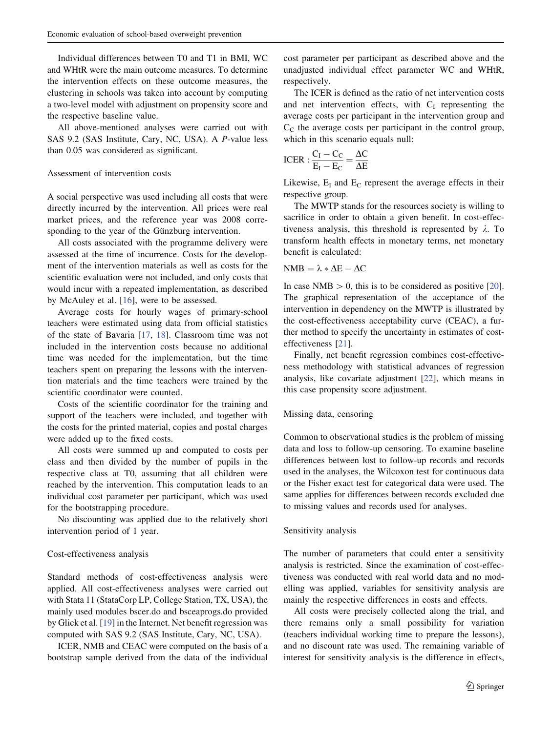Individual differences between T0 and T1 in BMI, WC and WHtR were the main outcome measures. To determine the intervention effects on these outcome measures, the clustering in schools was taken into account by computing a two-level model with adjustment on propensity score and the respective baseline value.

All above-mentioned analyses were carried out with SAS 9.2 (SAS Institute, Cary, NC, USA). A *P*-value less than 0.05 was considered as significant.

### Assessment of intervention costs

A social perspective was used including all costs that were directly incurred by the intervention. All prices were real market prices, and the reference year was 2008 corresponding to the year of the Günzburg intervention.

All costs associated with the programme delivery were assessed at the time of incurrence. Costs for the development of the intervention materials as well as costs for the scientific evaluation were not included, and only costs that would incur with a repeated implementation, as described by McAuley et al. [16], were to be assessed.

Average costs for hourly wages of primary-school teachers were estimated using data from official statistics of the state of Bavaria [17, 18]. Classroom time was not included in the intervention costs because no additional time was needed for the implementation, but the time teachers spent on preparing the lessons with the intervention materials and the time teachers were trained by the scientific coordinator were counted.

Costs of the scientific coordinator for the training and support of the teachers were included, and together with the costs for the printed material, copies and postal charges were added up to the fixed costs.

All costs were summed up and computed to costs per class and then divided by the number of pupils in the respective class at T0, assuming that all children were reached by the intervention. This computation leads to an individual cost parameter per participant, which was used for the bootstrapping procedure.

No discounting was applied due to the relatively short intervention period of 1 year.

### Cost-effectiveness analysis

Standard methods of cost-effectiveness analysis were applied. All cost-effectiveness analyses were carried out with Stata 11 (StataCorp LP, College Station, TX, USA), the mainly used modules bscer.do and bsceaprogs.do provided by Glick et al. [19] in the Internet. Net benefit regression was computed with SAS 9.2 (SAS Institute, Cary, NC, USA).

ICER, NMB and CEAC were computed on the basis of a bootstrap sample derived from the data of the individual cost parameter per participant as described above and the unadjusted individual effect parameter WC and WHtR, respectively.

The ICER is defined as the ratio of net intervention costs and net intervention effects, with $C_I$ representing the average costs per participant in the intervention group and $C_C$ the average costs per participant in the control group, which in this scenario equals null:

$$\text{ICER} : \frac{C_I - C_C}{E_I - E_C} = \frac{\Delta C}{\Delta E}$$

Likewise, $E_I$ and $E_C$ represent the average effects in their respective group.

The MWTP stands for the resources society is willing to sacrifice in order to obtain a given benefit. In cost-effectiveness analysis, this threshold is represented by $\lambda$. To transform health effects in monetary terms, net monetary benefit is calculated:

$$\text{NMB} = \lambda * \Delta E - \Delta C$$

In case $\text{NMB} > 0$, this is to be considered as positive [20]. The graphical representation of the acceptance of the intervention in dependency on the MWTP is illustrated by the cost-effectiveness acceptability curve (CEAC), a further method to specify the uncertainty in estimates of cost-effectiveness [21].

Finally, net benefit regression combines cost-effectiveness methodology with statistical advances of regression analysis, like covariate adjustment [22], which means in this case propensity score adjustment.

### Missing data, censoring

Common to observational studies is the problem of missing data and loss to follow-up censoring. To examine baseline differences between lost to follow-up records and records used in the analyses, the Wilcoxon test for continuous data or the Fisher exact test for categorical data were used. The same applies for differences between records excluded due to missing values and records used for analyses.

### Sensitivity analysis

The number of parameters that could enter a sensitivity analysis is restricted. Since the examination of cost-effectiveness was conducted with real world data and no modelling was applied, variables for sensitivity analysis are mainly the respective differences in costs and effects.

All costs were precisely collected along the trial, and there remains only a small possibility for variation (teachers individual working time to prepare the lessons), and no discount rate was used. The remaining variable of interest for sensitivity analysis is the difference in effects,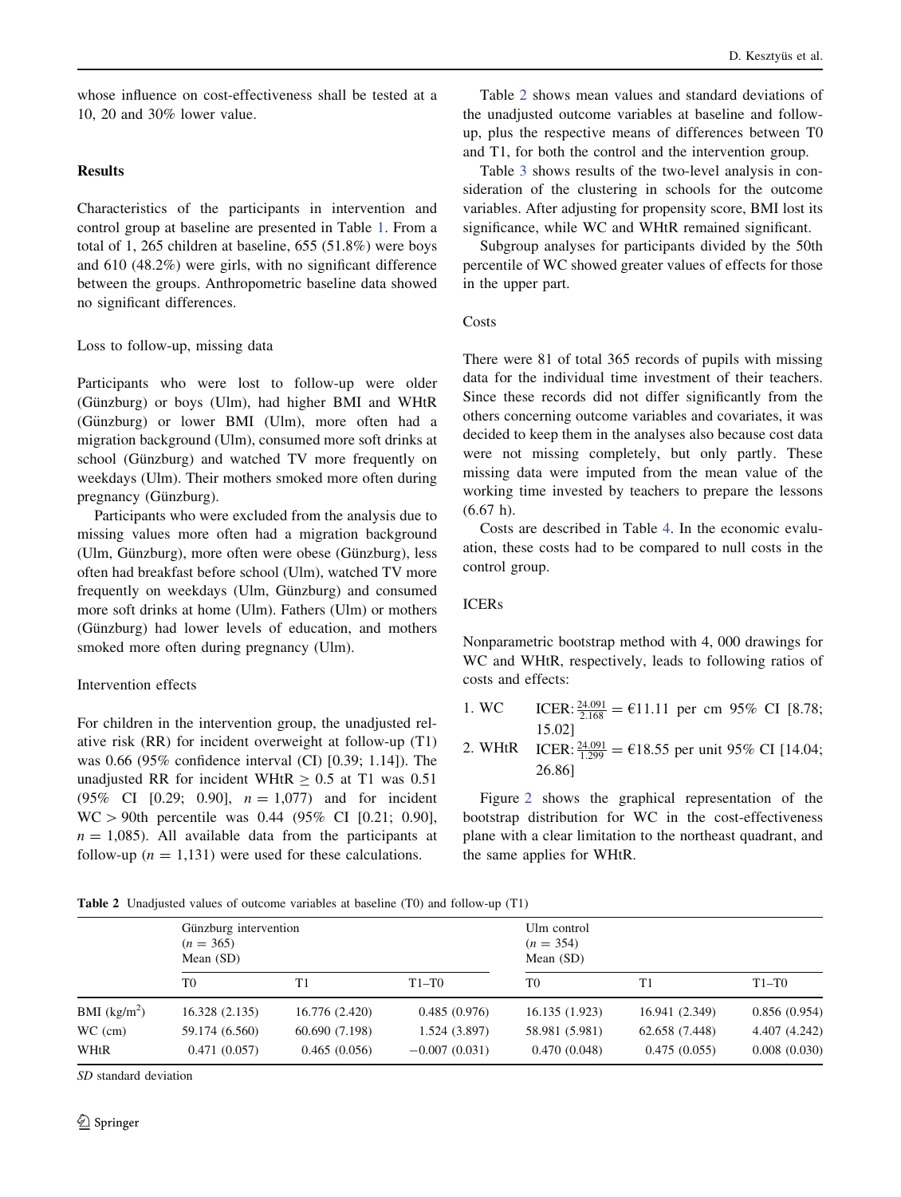whose influence on cost-effectiveness shall be tested at a 10, 20 and 30% lower value.

## Results

Characteristics of the participants in intervention and control group at baseline are presented in Table 1. From a total of 1, 265 children at baseline, 655 (51.8%) were boys and 610 (48.2%) were girls, with no significant difference between the groups. Anthropometric baseline data showed no significant differences.

### Loss to follow-up, missing data

Participants who were lost to follow-up were older (Günzburg) or boys (Ulm), had higher BMI and WHtR (Günzburg) or lower BMI (Ulm), more often had a migration background (Ulm), consumed more soft drinks at school (Günzburg) and watched TV more frequently on weekdays (Ulm). Their mothers smoked more often during pregnancy (Günzburg).

Participants who were excluded from the analysis due to missing values more often had a migration background (Ulm, Günzburg), more often were obese (Günzburg), less often had breakfast before school (Ulm), watched TV more frequently on weekdays (Ulm, Günzburg) and consumed more soft drinks at home (Ulm). Fathers (Ulm) or mothers (Günzburg) had lower levels of education, and mothers smoked more often during pregnancy (Ulm).

### Intervention effects

For children in the intervention group, the unadjusted relative risk (RR) for incident overweight at follow-up (T1) was 0.66 (95% confidence interval (CI) [0.39; 1.14]). The unadjusted RR for incident WHtR $\geq$ 0.5 at T1 was 0.51 (95% CI [0.29; 0.90], $n = 1{,}077$) and for incident WC > 90th percentile was 0.44 (95% CI [0.21; 0.90], $n = 1{,}085$). All available data from the participants at follow-up ($n = 1{,}131$) were used for these calculations.

Table 2 shows mean values and standard deviations of the unadjusted outcome variables at baseline and follow-up, plus the respective means of differences between T0 and T1, for both the control and the intervention group.

Table 3 shows results of the two-level analysis in consideration of the clustering in schools for the outcome variables. After adjusting for propensity score, BMI lost its significance, while WC and WHtR remained significant.

Subgroup analyses for participants divided by the 50th percentile of WC showed greater values of effects for those in the upper part.

### Costs

There were 81 of total 365 records of pupils with missing data for the individual time investment of their teachers. Since these records did not differ significantly from the others concerning outcome variables and covariates, it was decided to keep them in the analyses also because cost data were not missing completely, but only partly. These missing data were imputed from the mean value of the working time invested by teachers to prepare the lessons (6.67 h).

Costs are described in Table 4. In the economic evaluation, these costs had to be compared to null costs in the control group.

### ICERs

Nonparametric bootstrap method with 4, 000 drawings for WC and WHtR, respectively, leads to following ratios of costs and effects:

1. WC ICER: $\frac{24.091}{2.168} = €11.11$ per cm 95% CI [8.78; 15.02]
2. WHtR ICER: $\frac{24.091}{1.299} = €18.55$ per unit 95% CI [14.04; 26.86]

Figure 2 shows the graphical representation of the bootstrap distribution for WC in the cost-effectiveness plane with a clear limitation to the northeast quadrant, and the same applies for WHtR.

**Table 2** Unadjusted values of outcome variables at baseline (T0) and follow-up (T1)

| | Günzburg intervention ($n = 365$) Mean (SD) | | | Ulm control ($n = 354$) Mean (SD) | | |
|---|---|---|---|---|---|---|
| | T0 | T1 | T1–T0 | T0 | T1 | T1–T0 |
| BMI (kg/m$^2$) | 16.328 (2.135) | 16.776 (2.420) | 0.485 (0.976) | 16.135 (1.923) | 16.941 (2.349) | 0.856 (0.954) |
| WC (cm) | 59.174 (6.560) | 60.690 (7.198) | 1.524 (3.897) | 58.981 (5.981) | 62.658 (7.448) | 4.407 (4.242) |
| WHtR | 0.471 (0.057) | 0.465 (0.056) | −0.007 (0.031) | 0.470 (0.048) | 0.475 (0.055) | 0.008 (0.030) |

*SD* standard deviation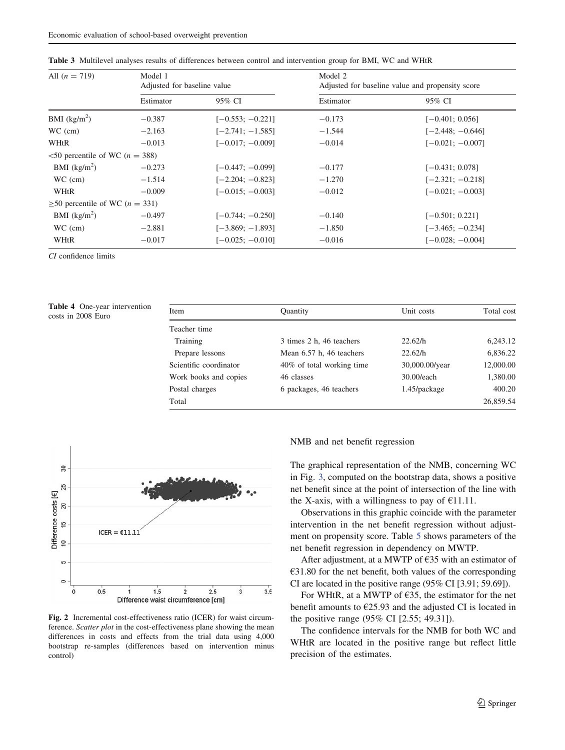**Table 3** Multilevel analyses results of differences between control and intervention group for BMI, WC and WHtR

| All ($n = 719$) | Model 1 Adjusted for baseline value | | Model 2 Adjusted for baseline value and propensity score | |
|---|---|---|---|---|
| | Estimator | 95% CI | Estimator | 95% CI |
| BMI (kg/m$^2$) | −0.387 | [−0.553; −0.221] | −0.173 | [−0.401; 0.056] |
| WC (cm) | −2.163 | [−2.741; −1.585] | −1.544 | [−2.448; −0.646] |
| WHtR | −0.013 | [−0.017; −0.009] | −0.014 | [−0.021; −0.007] |
| <50 percentile of WC ($n = 388$) | | | | |
| BMI (kg/m$^2$) | −0.273 | [−0.447; −0.099] | −0.177 | [−0.431; 0.078] |
| WC (cm) | −1.514 | [−2.204; −0.823] | −1.270 | [−2.321; −0.218] |
| WHtR | −0.009 | [−0.015; −0.003] | −0.012 | [−0.021; −0.003] |
| ≥50 percentile of WC ($n = 331$) | | | | |
| BMI (kg/m$^2$) | −0.497 | [−0.744; −0.250] | −0.140 | [−0.501; 0.221] |
| WC (cm) | −2.881 | [−3.869; −1.893] | −1.850 | [−3.465; −0.234] |
| WHtR | −0.017 | [−0.025; −0.010] | −0.016 | [−0.028; −0.004] |

*CI* confidence limits

**Table 4** One-year intervention costs in 2008 Euro

| Item | Quantity | Unit costs | Total cost |
|---|---|---|---|
| Teacher time | | | |
| Training | 3 times 2 h, 46 teachers | 22.62/h | 6,243.12 |
| Prepare lessons | Mean 6.57 h, 46 teachers | 22.62/h | 6,836.22 |
| Scientific coordinator | 40% of total working time | 30,000.00/year | 12,000.00 |
| Work books and copies | 46 classes | 30.00/each | 1,380.00 |
| Postal charges | 6 packages, 46 teachers | 1.45/package | 400.20 |
| Total | | | 26,859.54 |

**Fig. 2** Incremental cost-effectiveness ratio (ICER) for waist circumference. *Scatter plot* in the cost-effectiveness plane showing the mean differences in costs and effects from the trial data using 4,000 bootstrap re-samples (differences based on intervention minus control)

NMB and net benefit regression

The graphical representation of the NMB, concerning WC in Fig. 3, computed on the bootstrap data, shows a positive net benefit since at the point of intersection of the line with the X-axis, with a willingness to pay of €11.11.

Observations in this graphic coincide with the parameter intervention in the net benefit regression without adjustment on propensity score. Table 5 shows parameters of the net benefit regression in dependency on MWTP.

After adjustment, at a MWTP of €35 with an estimator of €31.80 for the net benefit, both values of the corresponding CI are located in the positive range (95% CI [3.91; 59.69]).

For WHtR, at a MWTP of €35, the estimator for the net benefit amounts to €25.93 and the adjusted CI is located in the positive range (95% CI [2.55; 49.31]).

The confidence intervals for the NMB for both WC and WHtR are located in the positive range but reflect little precision of the estimates.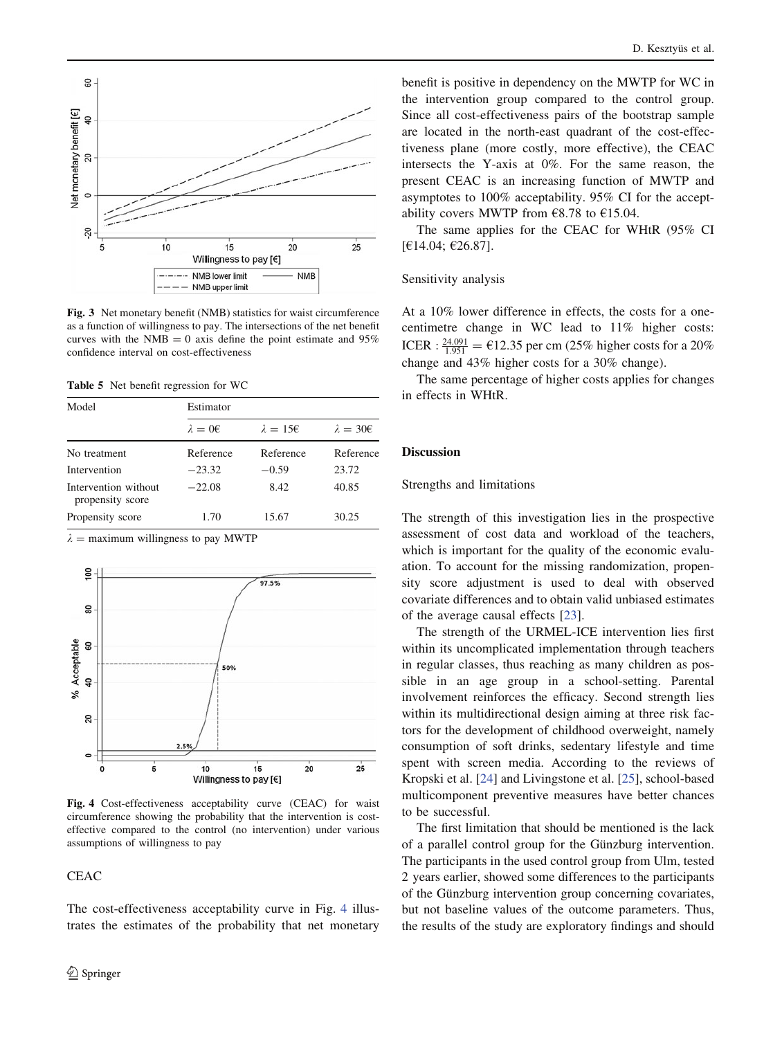Fig. 3 Net monetary benefit (NMB) statistics for waist circumference as a function of willingness to pay. The intersections of the net benefit curves with the NMB = 0 axis define the point estimate and 95% confidence interval on cost-effectiveness

Table 5 Net benefit regression for WC

| Model | Estimator | | |
|---|---|---|---|
| | $\lambda = 0€$ | $\lambda = 15€$ | $\lambda = 30€$ |
| No treatment | Reference | Reference | Reference |
| Intervention | −23.32 | −0.59 | 23.72 |
| Intervention without propensity score | −22.08 | 8.42 | 40.85 |
| Propensity score | 1.70 | 15.67 | 30.25 |

$\lambda$ = maximum willingness to pay MWTP

Fig. 4 Cost-effectiveness acceptability curve (CEAC) for waist circumference showing the probability that the intervention is cost-effective compared to the control (no intervention) under various assumptions of willingness to pay

### CEAC

The cost-effectiveness acceptability curve in Fig. 4 illustrates the estimates of the probability that net monetary benefit is positive in dependency on the MWTP for WC in the intervention group compared to the control group. Since all cost-effectiveness pairs of the bootstrap sample are located in the north-east quadrant of the cost-effectiveness plane (more costly, more effective), the CEAC intersects the Y-axis at 0%. For the same reason, the present CEAC is an increasing function of MWTP and asymptotes to 100% acceptability. 95% CI for the acceptability covers MWTP from €8.78 to €15.04.

The same applies for the CEAC for WHtR (95% CI [€14.04; €26.87].

### Sensitivity analysis

At a 10% lower difference in effects, the costs for a one-centimetre change in WC lead to 11% higher costs: ICER : $\frac{24.091}{1.951} = €12.35$ per cm (25% higher costs for a 20% change and 43% higher costs for a 30% change).

The same percentage of higher costs applies for changes in effects in WHtR.

## Discussion

### Strengths and limitations

The strength of this investigation lies in the prospective assessment of cost data and workload of the teachers, which is important for the quality of the economic evaluation. To account for the missing randomization, propensity score adjustment is used to deal with observed covariate differences and to obtain valid unbiased estimates of the average causal effects [23].

The strength of the URMEL-ICE intervention lies first within its uncomplicated implementation through teachers in regular classes, thus reaching as many children as possible in an age group in a school-setting. Parental involvement reinforces the efficacy. Second strength lies within its multidirectional design aiming at three risk factors for the development of childhood overweight, namely consumption of soft drinks, sedentary lifestyle and time spent with screen media. According to the reviews of Kropski et al. [24] and Livingstone et al. [25], school-based multicomponent preventive measures have better chances to be successful.

The first limitation that should be mentioned is the lack of a parallel control group for the Günzburg intervention. The participants in the used control group from Ulm, tested 2 years earlier, showed some differences to the participants of the Günzburg intervention group concerning covariates, but not baseline values of the outcome parameters. Thus, the results of the study are exploratory findings and should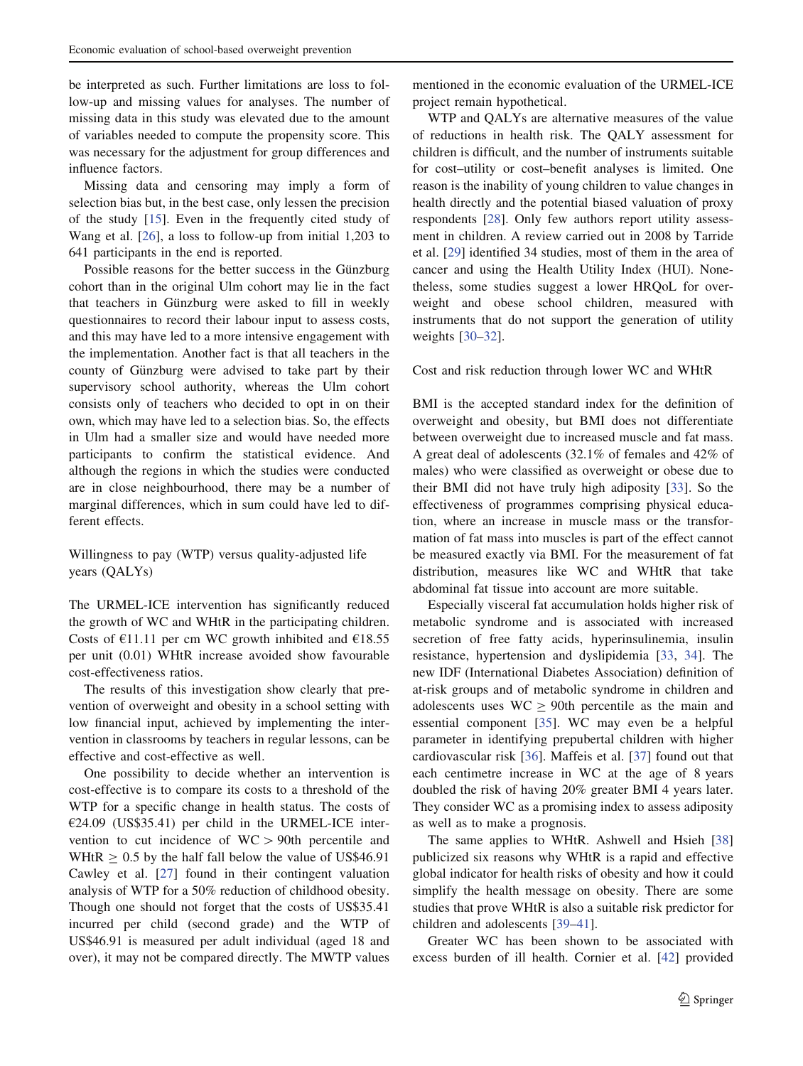be interpreted as such. Further limitations are loss to follow-up and missing values for analyses. The number of missing data in this study was elevated due to the amount of variables needed to compute the propensity score. This was necessary for the adjustment for group differences and influence factors.

Missing data and censoring may imply a form of selection bias but, in the best case, only lessen the precision of the study [15]. Even in the frequently cited study of Wang et al. [26], a loss to follow-up from initial 1,203 to 641 participants in the end is reported.

Possible reasons for the better success in the Günzburg cohort than in the original Ulm cohort may lie in the fact that teachers in Günzburg were asked to fill in weekly questionnaires to record their labour input to assess costs, and this may have led to a more intensive engagement with the implementation. Another fact is that all teachers in the county of Günzburg were advised to take part by their supervisory school authority, whereas the Ulm cohort consists only of teachers who decided to opt in on their own, which may have led to a selection bias. So, the effects in Ulm had a smaller size and would have needed more participants to confirm the statistical evidence. And although the regions in which the studies were conducted are in close neighbourhood, there may be a number of marginal differences, which in sum could have led to different effects.

### Willingness to pay (WTP) versus quality-adjusted life years (QALYs)

The URMEL-ICE intervention has significantly reduced the growth of WC and WHtR in the participating children. Costs of €11.11 per cm WC growth inhibited and €18.55 per unit (0.01) WHtR increase avoided show favourable cost-effectiveness ratios.

The results of this investigation show clearly that prevention of overweight and obesity in a school setting with low financial input, achieved by implementing the intervention in classrooms by teachers in regular lessons, can be effective and cost-effective as well.

One possibility to decide whether an intervention is cost-effective is to compare its costs to a threshold of the WTP for a specific change in health status. The costs of €24.09 (US$35.41) per child in the URMEL-ICE intervention to cut incidence of WC > 90th percentile and WHtR $\geq$ 0.5 by the half fall below the value of US$46.91 Cawley et al. [27] found in their contingent valuation analysis of WTP for a 50% reduction of childhood obesity. Though one should not forget that the costs of US$35.41 incurred per child (second grade) and the WTP of US$46.91 is measured per adult individual (aged 18 and over), it may not be compared directly. The MWTP values mentioned in the economic evaluation of the URMEL-ICE project remain hypothetical.

WTP and QALYs are alternative measures of the value of reductions in health risk. The QALY assessment for children is difficult, and the number of instruments suitable for cost–utility or cost–benefit analyses is limited. One reason is the inability of young children to value changes in health directly and the potential biased valuation of proxy respondents [28]. Only few authors report utility assessment in children. A review carried out in 2008 by Tarride et al. [29] identified 34 studies, most of them in the area of cancer and using the Health Utility Index (HUI). Nonetheless, some studies suggest a lower HRQoL for overweight and obese school children, measured with instruments that do not support the generation of utility weights [30–32].

### Cost and risk reduction through lower WC and WHtR

BMI is the accepted standard index for the definition of overweight and obesity, but BMI does not differentiate between overweight due to increased muscle and fat mass. A great deal of adolescents (32.1% of females and 42% of males) who were classified as overweight or obese due to their BMI did not have truly high adiposity [33]. So the effectiveness of programmes comprising physical education, where an increase in muscle mass or the transformation of fat mass into muscles is part of the effect cannot be measured exactly via BMI. For the measurement of fat distribution, measures like WC and WHtR that take abdominal fat tissue into account are more suitable.

Especially visceral fat accumulation holds higher risk of metabolic syndrome and is associated with increased secretion of free fatty acids, hyperinsulinemia, insulin resistance, hypertension and dyslipidemia [33, 34]. The new IDF (International Diabetes Association) definition of at-risk groups and of metabolic syndrome in children and adolescents uses WC $\geq$ 90th percentile as the main and essential component [35]. WC may even be a helpful parameter in identifying prepubertal children with higher cardiovascular risk [36]. Maffeis et al. [37] found out that each centimetre increase in WC at the age of 8 years doubled the risk of having 20% greater BMI 4 years later. They consider WC as a promising index to assess adiposity as well as to make a prognosis.

The same applies to WHtR. Ashwell and Hsieh [38] publicized six reasons why WHtR is a rapid and effective global indicator for health risks of obesity and how it could simplify the health message on obesity. There are some studies that prove WHtR is also a suitable risk predictor for children and adolescents [39–41].

Greater WC has been shown to be associated with excess burden of ill health. Cornier et al. [42] provided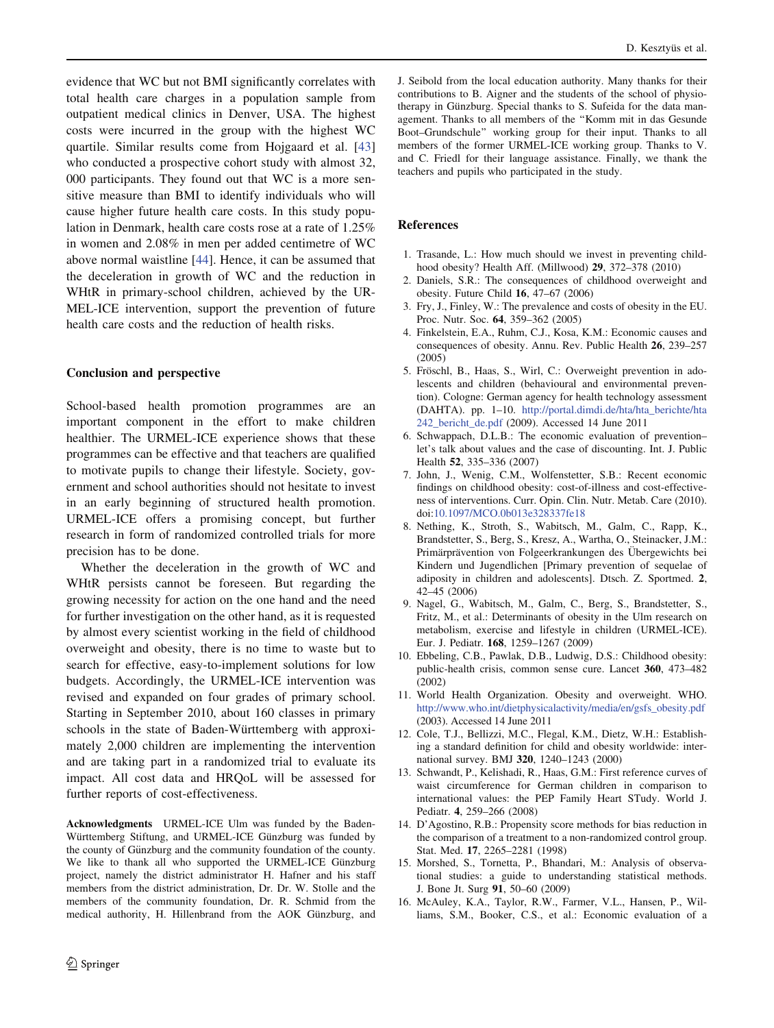evidence that WC but not BMI significantly correlates with total health care charges in a population sample from outpatient medical clinics in Denver, USA. The highest costs were incurred in the group with the highest WC quartile. Similar results come from Hojgaard et al. [43] who conducted a prospective cohort study with almost 32, 000 participants. They found out that WC is a more sensitive measure than BMI to identify individuals who will cause higher future health care costs. In this study population in Denmark, health care costs rose at a rate of 1.25% in women and 2.08% in men per added centimetre of WC above normal waistline [44]. Hence, it can be assumed that the deceleration in growth of WC and the reduction in WHtR in primary-school children, achieved by the URMEL-ICE intervention, support the prevention of future health care costs and the reduction of health risks.

## Conclusion and perspective

School-based health promotion programmes are an important component in the effort to make children healthier. The URMEL-ICE experience shows that these programmes can be effective and that teachers are qualified to motivate pupils to change their lifestyle. Society, government and school authorities should not hesitate to invest in an early beginning of structured health promotion. URMEL-ICE offers a promising concept, but further research in form of randomized controlled trials for more precision has to be done.

Whether the deceleration in the growth of WC and WHtR persists cannot be foreseen. But regarding the growing necessity for action on the one hand and the need for further investigation on the other hand, as it is requested by almost every scientist working in the field of childhood overweight and obesity, there is no time to waste but to search for effective, easy-to-implement solutions for low budgets. Accordingly, the URMEL-ICE intervention was revised and expanded on four grades of primary school. Starting in September 2010, about 160 classes in primary schools in the state of Baden-Württemberg with approximately 2,000 children are implementing the intervention and are taking part in a randomized trial to evaluate its impact. All cost data and HRQoL will be assessed for further reports of cost-effectiveness.

**Acknowledgments** URMEL-ICE Ulm was funded by the Baden-Württemberg Stiftung, and URMEL-ICE Günzburg was funded by the county of Günzburg and the community foundation of the county. We like to thank all who supported the URMEL-ICE Günzburg project, namely the district administrator H. Hafner and his staff members from the district administration, Dr. Dr. W. Stolle and the members of the community foundation, Dr. R. Schmid from the medical authority, H. Hillenbrand from the AOK Günzburg, and J. Seibold from the local education authority. Many thanks for their contributions to B. Aigner and the students of the school of physiotherapy in Günzburg. Special thanks to S. Sufeida for the data management. Thanks to all members of the "Komm mit in das Gesunde Boot–Grundschule" working group for their input. Thanks to all members of the former URMEL-ICE working group. Thanks to V. and C. Friedl for their language assistance. Finally, we thank the teachers and pupils who participated in the study.

## References

1. Trasande, L.: How much should we invest in preventing childhood obesity? Health Aff. (Millwood) **29**, 372–378 (2010)
2. Daniels, S.R.: The consequences of childhood overweight and obesity. Future Child **16**, 47–67 (2006)
3. Fry, J., Finley, W.: The prevalence and costs of obesity in the EU. Proc. Nutr. Soc. **64**, 359–362 (2005)
4. Finkelstein, E.A., Ruhm, C.J., Kosa, K.M.: Economic causes and consequences of obesity. Annu. Rev. Public Health **26**, 239–257 (2005)
5. Fröschl, B., Haas, S., Wirl, C.: Overweight prevention in adolescents and children (behavioural and environmental prevention). Cologne: German agency for health technology assessment (DAHTA). pp. 1–10. http://portal.dimdi.de/hta/hta_berichte/hta242_bericht_de.pdf (2009). Accessed 14 June 2011
6. Schwappach, D.L.B.: The economic evaluation of prevention–let's talk about values and the case of discounting. Int. J. Public Health **52**, 335–336 (2007)
7. John, J., Wenig, C.M., Wolfenstetter, S.B.: Recent economic findings on childhood obesity: cost-of-illness and cost-effectiveness of interventions. Curr. Opin. Clin. Nutr. Metab. Care (2010). doi:10.1097/MCO.0b013e328337fe18
8. Nething, K., Stroth, S., Wabitsch, M., Galm, C., Rapp, K., Brandstetter, S., Berg, S., Kresz, A., Wartha, O., Steinacker, J.M.: Primärprävention von Folgeerkrankungen des Übergewichts bei Kindern und Jugendlichen [Primary prevention of sequelae of adiposity in children and adolescents]. Dtsch. Z. Sportmed. **2**, 42–45 (2006)
9. Nagel, G., Wabitsch, M., Galm, C., Berg, S., Brandstetter, S., Fritz, M., et al.: Determinants of obesity in the Ulm research on metabolism, exercise and lifestyle in children (URMEL-ICE). Eur. J. Pediatr. **168**, 1259–1267 (2009)
10. Ebbeling, C.B., Pawlak, D.B., Ludwig, D.S.: Childhood obesity: public-health crisis, common sense cure. Lancet **360**, 473–482 (2002)
11. World Health Organization. Obesity and overweight. WHO. http://www.who.int/dietphysicalactivity/media/en/gsfs_obesity.pdf (2003). Accessed 14 June 2011
12. Cole, T.J., Bellizzi, M.C., Flegal, K.M., Dietz, W.H.: Establishing a standard definition for child and obesity worldwide: international survey. BMJ **320**, 1240–1243 (2000)
13. Schwandt, P., Kelishadi, R., Haas, G.M.: First reference curves of waist circumference for German children in comparison to international values: the PEP Family Heart STudy. World J. Pediatr. **4**, 259–266 (2008)
14. D'Agostino, R.B.: Propensity score methods for bias reduction in the comparison of a treatment to a non-randomized control group. Stat. Med. **17**, 2265–2281 (1998)
15. Morshed, S., Tornetta, P., Bhandari, M.: Analysis of observational studies: a guide to understanding statistical methods. J. Bone Jt. Surg **91**, 50–60 (2009)
16. McAuley, K.A., Taylor, R.W., Farmer, V.L., Hansen, P., Williams, S.M., Booker, C.S., et al.: Economic evaluation of a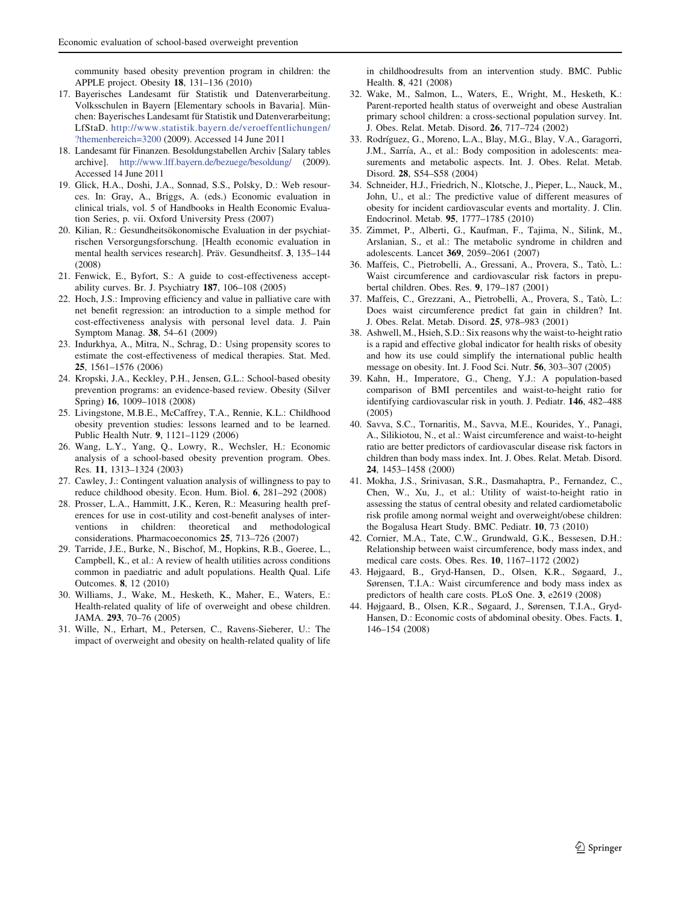community based obesity prevention program in children: the APPLE project. Obesity **18**, 131–136 (2010)

17. Bayerisches Landesamt für Statistik und Datenverarbeitung. Volksschulen in Bayern [Elementary schools in Bavaria]. München: Bayerisches Landesamt für Statistik und Datenverarbeitung; LfStaD. http://www.statistik.bayern.de/veroeffentlichungen/?themenbereich=3200 (2009). Accessed 14 June 2011
18. Landesamt für Finanzen. Besoldungstabellen Archiv [Salary tables archive]. http://www.lff.bayern.de/bezuege/besoldung/ (2009). Accessed 14 June 2011
19. Glick, H.A., Doshi, J.A., Sonnad, S.S., Polsky, D.: Web resources. In: Gray, A., Briggs, A. (eds.) Economic evaluation in clinical trials, vol. 5 of Handbooks in Health Economic Evaluation Series, p. vii. Oxford University Press (2007)
20. Kilian, R.: Gesundheitsökonomische Evaluation in der psychiatrischen Versorgungsforschung. [Health economic evaluation in mental health services research]. Präv. Gesundheitsf. **3**, 135–144 (2008)
21. Fenwick, E., Byfort, S.: A guide to cost-effectiveness acceptability curves. Br. J. Psychiatry **187**, 106–108 (2005)
22. Hoch, J.S.: Improving efficiency and value in palliative care with net benefit regression: an introduction to a simple method for cost-effectiveness analysis with personal level data. J. Pain Symptom Manag. **38**, 54–61 (2009)
23. Indurkhya, A., Mitra, N., Schrag, D.: Using propensity scores to estimate the cost-effectiveness of medical therapies. Stat. Med. **25**, 1561–1576 (2006)
24. Kropski, J.A., Keckley, P.H., Jensen, G.L.: School-based obesity prevention programs: an evidence-based review. Obesity (Silver Spring) **16**, 1009–1018 (2008)
25. Livingstone, M.B.E., McCaffrey, T.A., Rennie, K.L.: Childhood obesity prevention studies: lessons learned and to be learned. Public Health Nutr. **9**, 1121–1129 (2006)
26. Wang, L.Y., Yang, Q., Lowry, R., Wechsler, H.: Economic analysis of a school-based obesity prevention program. Obes. Res. **11**, 1313–1324 (2003)
27. Cawley, J.: Contingent valuation analysis of willingness to pay to reduce childhood obesity. Econ. Hum. Biol. **6**, 281–292 (2008)
28. Prosser, L.A., Hammitt, J.K., Keren, R.: Measuring health preferences for use in cost-utility and cost-benefit analyses of interventions in children: theoretical and methodological considerations. Pharmacoeconomics **25**, 713–726 (2007)
29. Tarride, J.E., Burke, N., Bischof, M., Hopkins, R.B., Goeree, L., Campbell, K., et al.: A review of health utilities across conditions common in paediatric and adult populations. Health Qual. Life Outcomes. **8**, 12 (2010)
30. Williams, J., Wake, M., Hesketh, K., Maher, E., Waters, E.: Health-related quality of life of overweight and obese children. JAMA. **293**, 70–76 (2005)
31. Wille, N., Erhart, M., Petersen, C., Ravens-Sieberer, U.: The impact of overweight and obesity on health-related quality of life in childhoodresults from an intervention study. BMC. Public Health. **8**, 421 (2008)
32. Wake, M., Salmon, L., Waters, E., Wright, M., Hesketh, K.: Parent-reported health status of overweight and obese Australian primary school children: a cross-sectional population survey. Int. J. Obes. Relat. Metab. Disord. **26**, 717–724 (2002)
33. Rodríguez, G., Moreno, L.A., Blay, M.G., Blay, V.A., Garagorri, J.M., Sarría, A., et al.: Body composition in adolescents: measurements and metabolic aspects. Int. J. Obes. Relat. Metab. Disord. **28**, S54–S58 (2004)
34. Schneider, H.J., Friedrich, N., Klotsche, J., Pieper, L., Nauck, M., John, U., et al.: The predictive value of different measures of obesity for incident cardiovascular events and mortality. J. Clin. Endocrinol. Metab. **95**, 1777–1785 (2010)
35. Zimmet, P., Alberti, G., Kaufman, F., Tajima, N., Silink, M., Arslanian, S., et al.: The metabolic syndrome in children and adolescents. Lancet **369**, 2059–2061 (2007)
36. Maffeis, C., Pietrobelli, A., Gressani, A., Provera, S., Tatò, L.: Waist circumference and cardiovascular risk factors in prepubertal children. Obes. Res. **9**, 179–187 (2001)
37. Maffeis, C., Grezzani, A., Pietrobelli, A., Provera, S., Tatò, L.: Does waist circumference predict fat gain in children? Int. J. Obes. Relat. Metab. Disord. **25**, 978–983 (2001)
38. Ashwell, M., Hsieh, S.D.: Six reasons why the waist-to-height ratio is a rapid and effective global indicator for health risks of obesity and how its use could simplify the international public health message on obesity. Int. J. Food Sci. Nutr. **56**, 303–307 (2005)
39. Kahn, H., Imperatore, G., Cheng, Y.J.: A population-based comparison of BMI percentiles and waist-to-height ratio for identifying cardiovascular risk in youth. J. Pediatr. **146**, 482–488 (2005)
40. Savva, S.C., Tornaritis, M., Savva, M.E., Kourides, Y., Panagi, A., Silikiotou, N., et al.: Waist circumference and waist-to-height ratio are better predictors of cardiovascular disease risk factors in children than body mass index. Int. J. Obes. Relat. Metab. Disord. **24**, 1453–1458 (2000)
41. Mokha, J.S., Srinivasan, S.R., Dasmahaptra, P., Fernandez, C., Chen, W., Xu, J., et al.: Utility of waist-to-height ratio in assessing the status of central obesity and related cardiometabolic risk profile among normal weight and overweight/obese children: the Bogalusa Heart Study. BMC. Pediatr. **10**, 73 (2010)
42. Cornier, M.A., Tate, C.W., Grundwald, G.K., Bessesen, D.H.: Relationship between waist circumference, body mass index, and medical care costs. Obes. Res. **10**, 1167–1172 (2002)
43. Højgaard, B., Gryd-Hansen, D., Olsen, K.R., Søgaard, J., Sørensen, T.I.A.: Waist circumference and body mass index as predictors of health care costs. PLoS One. **3**, e2619 (2008)
44. Højgaard, B., Olsen, K.R., Søgaard, J., Sørensen, T.I.A., Gryd-Hansen, D.: Economic costs of abdominal obesity. Obes. Facts. **1**, 146–154 (2008)